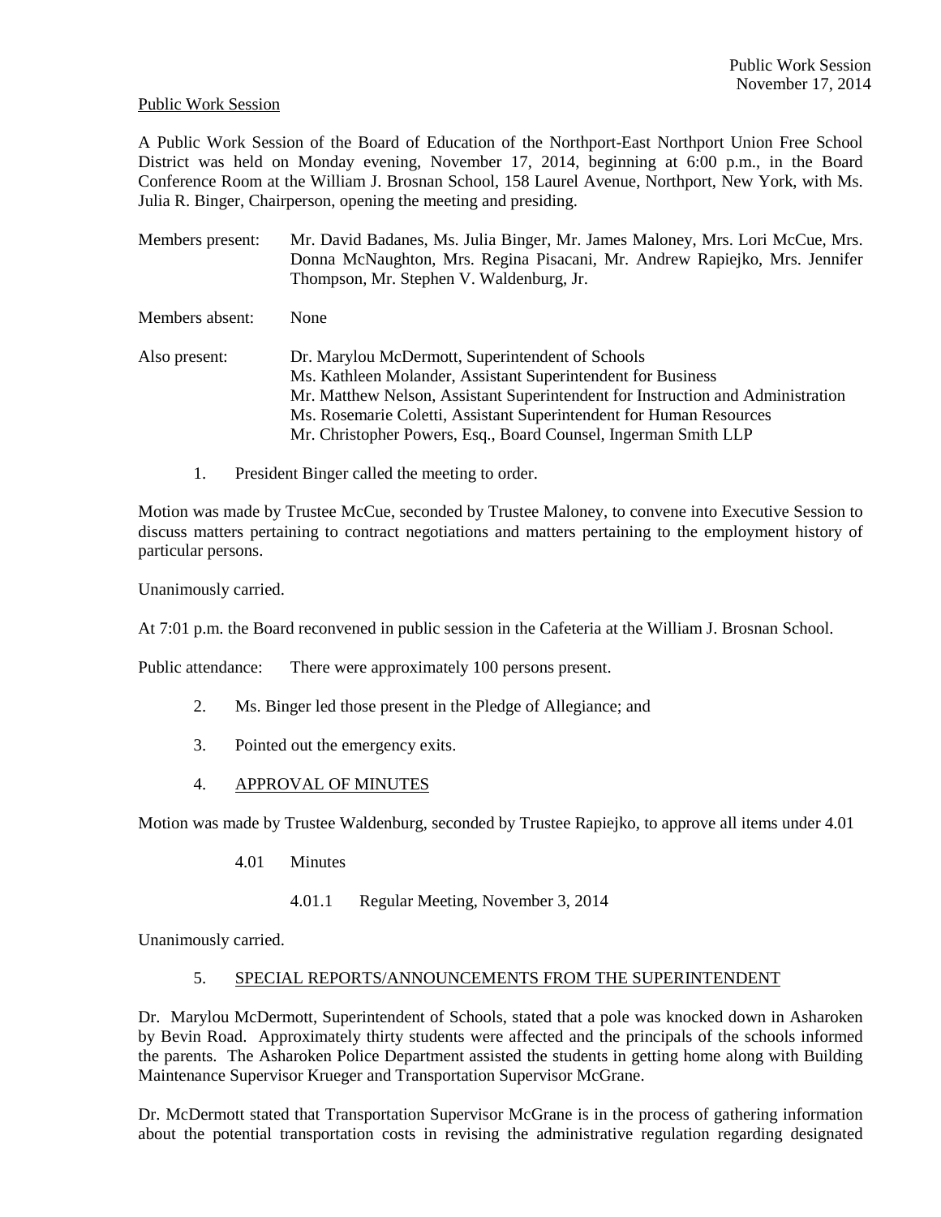Public Work Session

A Public Work Session of the Board of Education of the Northport-East Northport Union Free School District was held on Monday evening, November 17, 2014, beginning at 6:00 p.m., in the Board Conference Room at the William J. Brosnan School, 158 Laurel Avenue, Northport, New York, with Ms. Julia R. Binger, Chairperson, opening the meeting and presiding.

Members present: Mr. David Badanes, Ms. Julia Binger, Mr. James Maloney, Mrs. Lori McCue, Mrs. Donna McNaughton, Mrs. Regina Pisacani, Mr. Andrew Rapiejko, Mrs. Jennifer Thompson, Mr. Stephen V. Waldenburg, Jr.

Members absent: None

Also present: Dr. Marylou McDermott, Superintendent of Schools
Ms. Kathleen Molander, Assistant Superintendent for Business
Mr. Matthew Nelson, Assistant Superintendent for Instruction and Administration
Ms. Rosemarie Coletti, Assistant Superintendent for Human Resources
Mr. Christopher Powers, Esq., Board Counsel, Ingerman Smith LLP

1. President Binger called the meeting to order.

Motion was made by Trustee McCue, seconded by Trustee Maloney, to convene into Executive Session to discuss matters pertaining to contract negotiations and matters pertaining to the employment history of particular persons.

Unanimously carried.

At 7:01 p.m. the Board reconvened in public session in the Cafeteria at the William J. Brosnan School.

Public attendance: There were approximately 100 persons present.

2. Ms. Binger led those present in the Pledge of Allegiance; and

3. Pointed out the emergency exits.

4. APPROVAL OF MINUTES

Motion was made by Trustee Waldenburg, seconded by Trustee Rapiejko, to approve all items under 4.01

4.01 Minutes

4.01.1 Regular Meeting, November 3, 2014

Unanimously carried.

5. SPECIAL REPORTS/ANNOUNCEMENTS FROM THE SUPERINTENDENT

Dr. Marylou McDermott, Superintendent of Schools, stated that a pole was knocked down in Asharoken by Bevin Road. Approximately thirty students were affected and the principals of the schools informed the parents. The Asharoken Police Department assisted the students in getting home along with Building Maintenance Supervisor Krueger and Transportation Supervisor McGrane.

Dr. McDermott stated that Transportation Supervisor McGrane is in the process of gathering information about the potential transportation costs in revising the administrative regulation regarding designated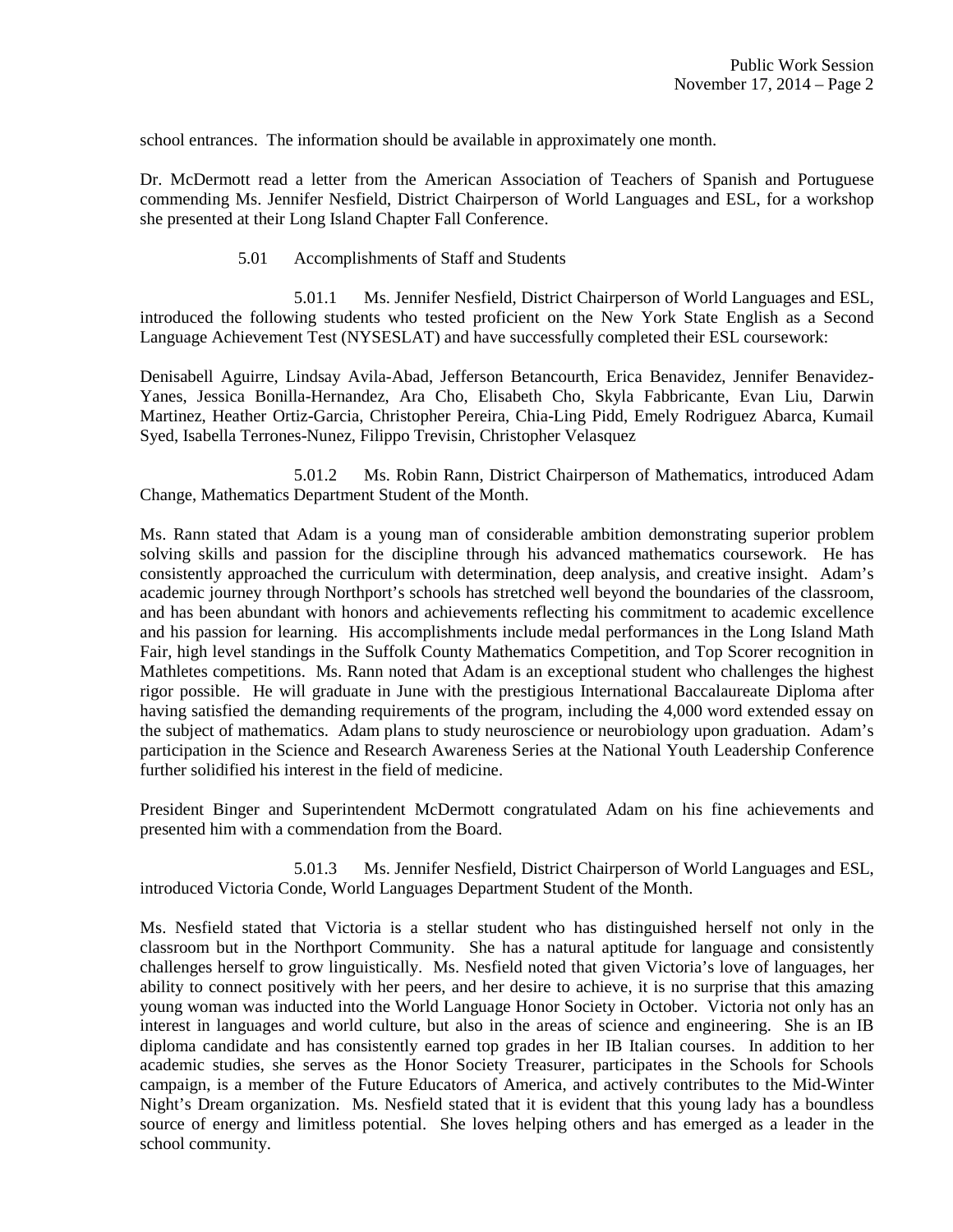school entrances. The information should be available in approximately one month.

Dr. McDermott read a letter from the American Association of Teachers of Spanish and Portuguese commending Ms. Jennifer Nesfield, District Chairperson of World Languages and ESL, for a workshop she presented at their Long Island Chapter Fall Conference.

5.01 Accomplishments of Staff and Students

5.01.1 Ms. Jennifer Nesfield, District Chairperson of World Languages and ESL, introduced the following students who tested proficient on the New York State English as a Second Language Achievement Test (NYSESLAT) and have successfully completed their ESL coursework:

Denisabell Aguirre, Lindsay Avila-Abad, Jefferson Betancourth, Erica Benavidez, Jennifer Benavidez-Yanes, Jessica Bonilla-Hernandez, Ara Cho, Elisabeth Cho, Skyla Fabbricante, Evan Liu, Darwin Martinez, Heather Ortiz-Garcia, Christopher Pereira, Chia-Ling Pidd, Emely Rodriguez Abarca, Kumail Syed, Isabella Terrones-Nunez, Filippo Trevisin, Christopher Velasquez

5.01.2 Ms. Robin Rann, District Chairperson of Mathematics, introduced Adam Change, Mathematics Department Student of the Month.

Ms. Rann stated that Adam is a young man of considerable ambition demonstrating superior problem solving skills and passion for the discipline through his advanced mathematics coursework. He has consistently approached the curriculum with determination, deep analysis, and creative insight. Adam's academic journey through Northport's schools has stretched well beyond the boundaries of the classroom, and has been abundant with honors and achievements reflecting his commitment to academic excellence and his passion for learning. His accomplishments include medal performances in the Long Island Math Fair, high level standings in the Suffolk County Mathematics Competition, and Top Scorer recognition in Mathletes competitions. Ms. Rann noted that Adam is an exceptional student who challenges the highest rigor possible. He will graduate in June with the prestigious International Baccalaureate Diploma after having satisfied the demanding requirements of the program, including the 4,000 word extended essay on the subject of mathematics. Adam plans to study neuroscience or neurobiology upon graduation. Adam's participation in the Science and Research Awareness Series at the National Youth Leadership Conference further solidified his interest in the field of medicine.

President Binger and Superintendent McDermott congratulated Adam on his fine achievements and presented him with a commendation from the Board.

5.01.3 Ms. Jennifer Nesfield, District Chairperson of World Languages and ESL, introduced Victoria Conde, World Languages Department Student of the Month.

Ms. Nesfield stated that Victoria is a stellar student who has distinguished herself not only in the classroom but in the Northport Community. She has a natural aptitude for language and consistently challenges herself to grow linguistically. Ms. Nesfield noted that given Victoria's love of languages, her ability to connect positively with her peers, and her desire to achieve, it is no surprise that this amazing young woman was inducted into the World Language Honor Society in October. Victoria not only has an interest in languages and world culture, but also in the areas of science and engineering. She is an IB diploma candidate and has consistently earned top grades in her IB Italian courses. In addition to her academic studies, she serves as the Honor Society Treasurer, participates in the Schools for Schools campaign, is a member of the Future Educators of America, and actively contributes to the Mid-Winter Night's Dream organization. Ms. Nesfield stated that it is evident that this young lady has a boundless source of energy and limitless potential. She loves helping others and has emerged as a leader in the school community.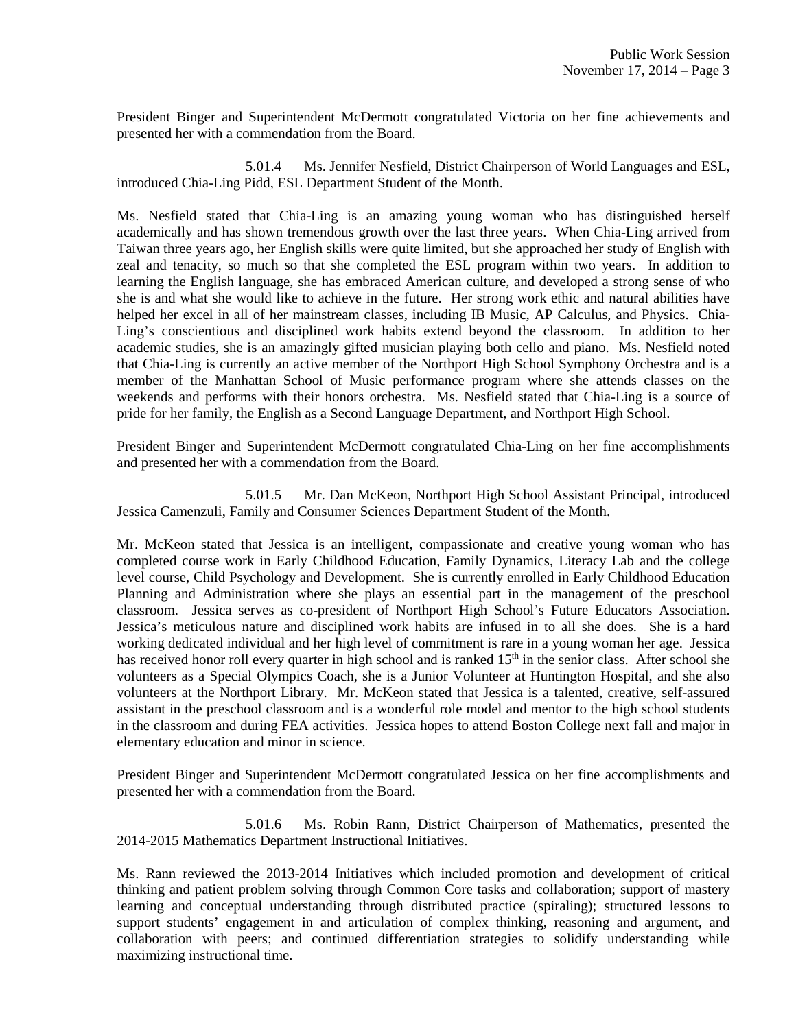President Binger and Superintendent McDermott congratulated Victoria on her fine achievements and presented her with a commendation from the Board.

5.01.4 Ms. Jennifer Nesfield, District Chairperson of World Languages and ESL, introduced Chia-Ling Pidd, ESL Department Student of the Month.

Ms. Nesfield stated that Chia-Ling is an amazing young woman who has distinguished herself academically and has shown tremendous growth over the last three years. When Chia-Ling arrived from Taiwan three years ago, her English skills were quite limited, but she approached her study of English with zeal and tenacity, so much so that she completed the ESL program within two years. In addition to learning the English language, she has embraced American culture, and developed a strong sense of who she is and what she would like to achieve in the future. Her strong work ethic and natural abilities have helped her excel in all of her mainstream classes, including IB Music, AP Calculus, and Physics. Chia-Ling's conscientious and disciplined work habits extend beyond the classroom. In addition to her academic studies, she is an amazingly gifted musician playing both cello and piano. Ms. Nesfield noted that Chia-Ling is currently an active member of the Northport High School Symphony Orchestra and is a member of the Manhattan School of Music performance program where she attends classes on the weekends and performs with their honors orchestra. Ms. Nesfield stated that Chia-Ling is a source of pride for her family, the English as a Second Language Department, and Northport High School.

President Binger and Superintendent McDermott congratulated Chia-Ling on her fine accomplishments and presented her with a commendation from the Board.

5.01.5 Mr. Dan McKeon, Northport High School Assistant Principal, introduced Jessica Camenzuli, Family and Consumer Sciences Department Student of the Month.

Mr. McKeon stated that Jessica is an intelligent, compassionate and creative young woman who has completed course work in Early Childhood Education, Family Dynamics, Literacy Lab and the college level course, Child Psychology and Development. She is currently enrolled in Early Childhood Education Planning and Administration where she plays an essential part in the management of the preschool classroom. Jessica serves as co-president of Northport High School's Future Educators Association. Jessica's meticulous nature and disciplined work habits are infused in to all she does. She is a hard working dedicated individual and her high level of commitment is rare in a young woman her age. Jessica has received honor roll every quarter in high school and is ranked 15th in the senior class. After school she volunteers as a Special Olympics Coach, she is a Junior Volunteer at Huntington Hospital, and she also volunteers at the Northport Library. Mr. McKeon stated that Jessica is a talented, creative, self-assured assistant in the preschool classroom and is a wonderful role model and mentor to the high school students in the classroom and during FEA activities. Jessica hopes to attend Boston College next fall and major in elementary education and minor in science.

President Binger and Superintendent McDermott congratulated Jessica on her fine accomplishments and presented her with a commendation from the Board.

5.01.6 Ms. Robin Rann, District Chairperson of Mathematics, presented the 2014-2015 Mathematics Department Instructional Initiatives.

Ms. Rann reviewed the 2013-2014 Initiatives which included promotion and development of critical thinking and patient problem solving through Common Core tasks and collaboration; support of mastery learning and conceptual understanding through distributed practice (spiraling); structured lessons to support students' engagement in and articulation of complex thinking, reasoning and argument, and collaboration with peers; and continued differentiation strategies to solidify understanding while maximizing instructional time.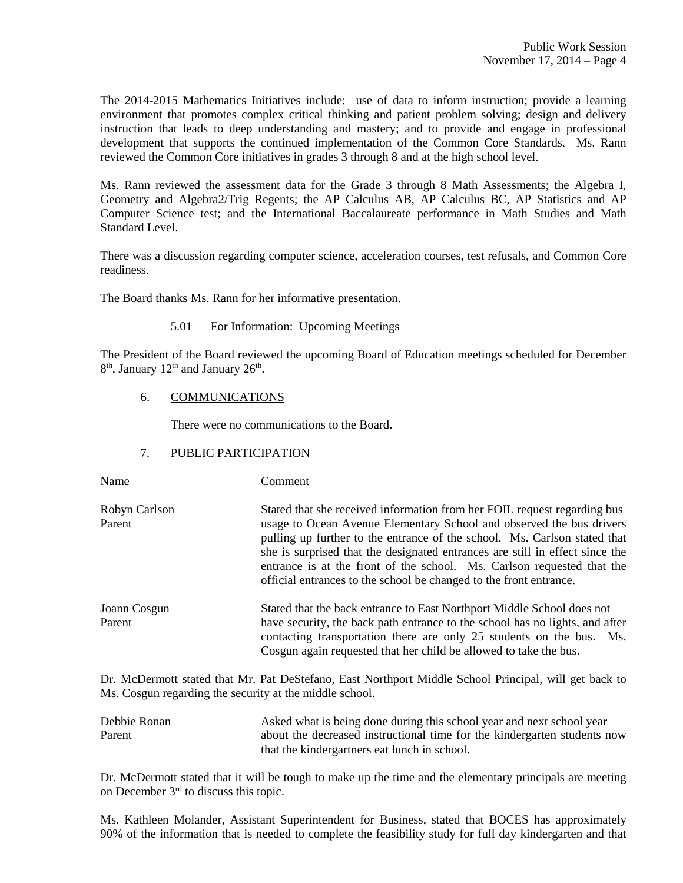The 2014-2015 Mathematics Initiatives include: use of data to inform instruction; provide a learning environment that promotes complex critical thinking and patient problem solving; design and delivery instruction that leads to deep understanding and mastery; and to provide and engage in professional development that supports the continued implementation of the Common Core Standards. Ms. Rann reviewed the Common Core initiatives in grades 3 through 8 and at the high school level.

Ms. Rann reviewed the assessment data for the Grade 3 through 8 Math Assessments; the Algebra I, Geometry and Algebra2/Trig Regents; the AP Calculus AB, AP Calculus BC, AP Statistics and AP Computer Science test; and the International Baccalaureate performance in Math Studies and Math Standard Level.

There was a discussion regarding computer science, acceleration courses, test refusals, and Common Core readiness.

The Board thanks Ms. Rann for her informative presentation.

5.01 For Information: Upcoming Meetings

The President of the Board reviewed the upcoming Board of Education meetings scheduled for December 8th, January 12th and January 26th.

6. COMMUNICATIONS

There were no communications to the Board.

7. PUBLIC PARTICIPATION

| Name | Comment |
|---|---|
| Robyn Carlson<br>Parent | Stated that she received information from her FOIL request regarding bus usage to Ocean Avenue Elementary School and observed the bus drivers pulling up further to the entrance of the school. Ms. Carlson stated that she is surprised that the designated entrances are still in effect since the entrance is at the front of the school. Ms. Carlson requested that the official entrances to the school be changed to the front entrance. |
| Joann Cosgun<br>Parent | Stated that the back entrance to East Northport Middle School does not have security, the back path entrance to the school has no lights, and after contacting transportation there are only 25 students on the bus. Ms. Cosgun again requested that her child be allowed to take the bus. |

Dr. McDermott stated that Mr. Pat DeStefano, East Northport Middle School Principal, will get back to Ms. Cosgun regarding the security at the middle school.

| Name | Comment |
|---|---|
| Debbie Ronan<br>Parent | Asked what is being done during this school year and next school year about the decreased instructional time for the kindergarten students now that the kindergartners eat lunch in school. |

Dr. McDermott stated that it will be tough to make up the time and the elementary principals are meeting on December 3rd to discuss this topic.

Ms. Kathleen Molander, Assistant Superintendent for Business, stated that BOCES has approximately 90% of the information that is needed to complete the feasibility study for full day kindergarten and that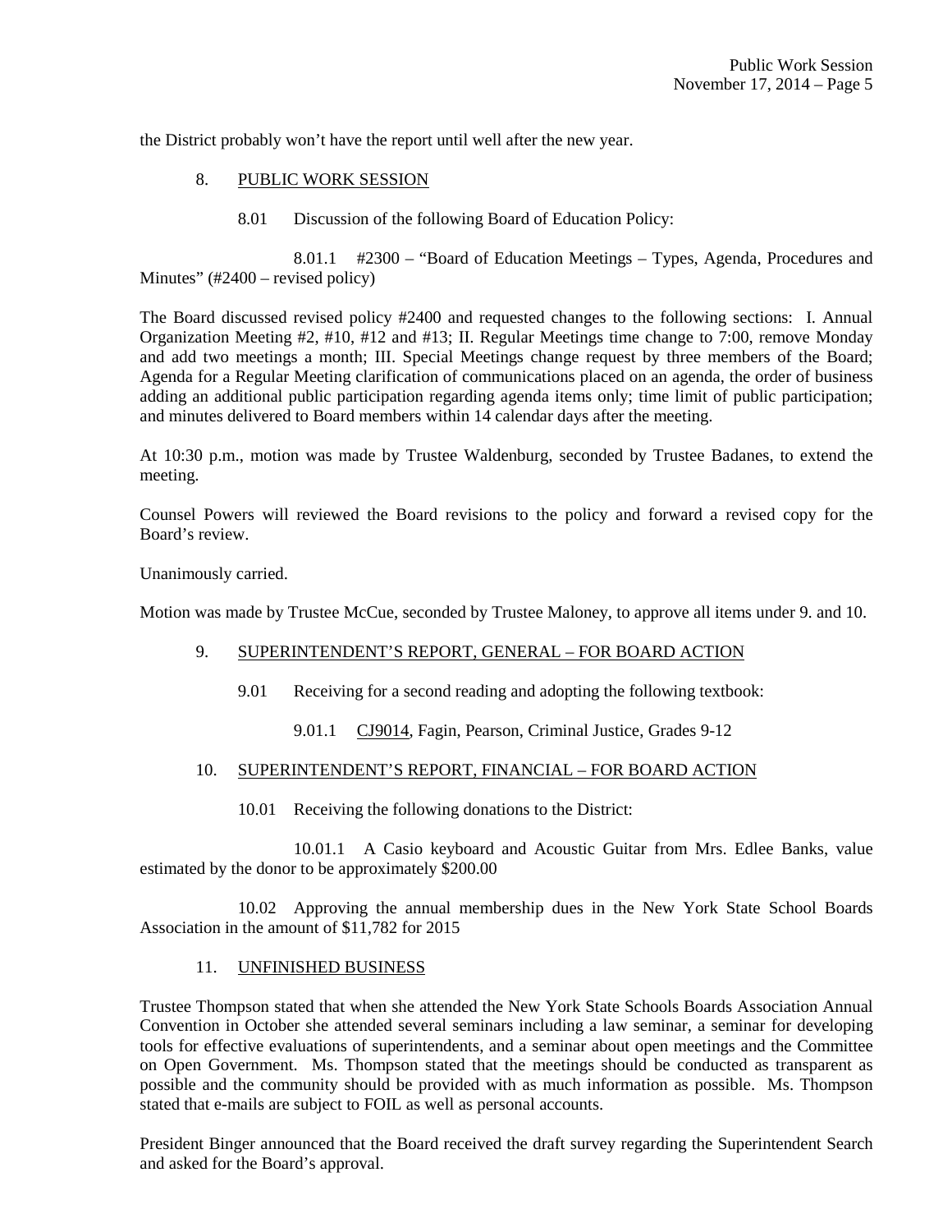the District probably won't have the report until well after the new year.

8. PUBLIC WORK SESSION

8.01 Discussion of the following Board of Education Policy:

8.01.1 #2300 – "Board of Education Meetings – Types, Agenda, Procedures and Minutes" (#2400 – revised policy)

The Board discussed revised policy #2400 and requested changes to the following sections: I. Annual Organization Meeting #2, #10, #12 and #13; II. Regular Meetings time change to 7:00, remove Monday and add two meetings a month; III. Special Meetings change request by three members of the Board; Agenda for a Regular Meeting clarification of communications placed on an agenda, the order of business adding an additional public participation regarding agenda items only; time limit of public participation; and minutes delivered to Board members within 14 calendar days after the meeting.

At 10:30 p.m., motion was made by Trustee Waldenburg, seconded by Trustee Badanes, to extend the meeting.

Counsel Powers will reviewed the Board revisions to the policy and forward a revised copy for the Board's review.

Unanimously carried.

Motion was made by Trustee McCue, seconded by Trustee Maloney, to approve all items under 9. and 10.

9. SUPERINTENDENT'S REPORT, GENERAL – FOR BOARD ACTION

9.01 Receiving for a second reading and adopting the following textbook:

9.01.1 CJ9014, Fagin, Pearson, Criminal Justice, Grades 9-12

10. SUPERINTENDENT'S REPORT, FINANCIAL – FOR BOARD ACTION

10.01 Receiving the following donations to the District:

10.01.1 A Casio keyboard and Acoustic Guitar from Mrs. Edlee Banks, value estimated by the donor to be approximately $200.00

10.02 Approving the annual membership dues in the New York State School Boards Association in the amount of $11,782 for 2015

11. UNFINISHED BUSINESS

Trustee Thompson stated that when she attended the New York State Schools Boards Association Annual Convention in October she attended several seminars including a law seminar, a seminar for developing tools for effective evaluations of superintendents, and a seminar about open meetings and the Committee on Open Government. Ms. Thompson stated that the meetings should be conducted as transparent as possible and the community should be provided with as much information as possible. Ms. Thompson stated that e-mails are subject to FOIL as well as personal accounts.

President Binger announced that the Board received the draft survey regarding the Superintendent Search and asked for the Board's approval.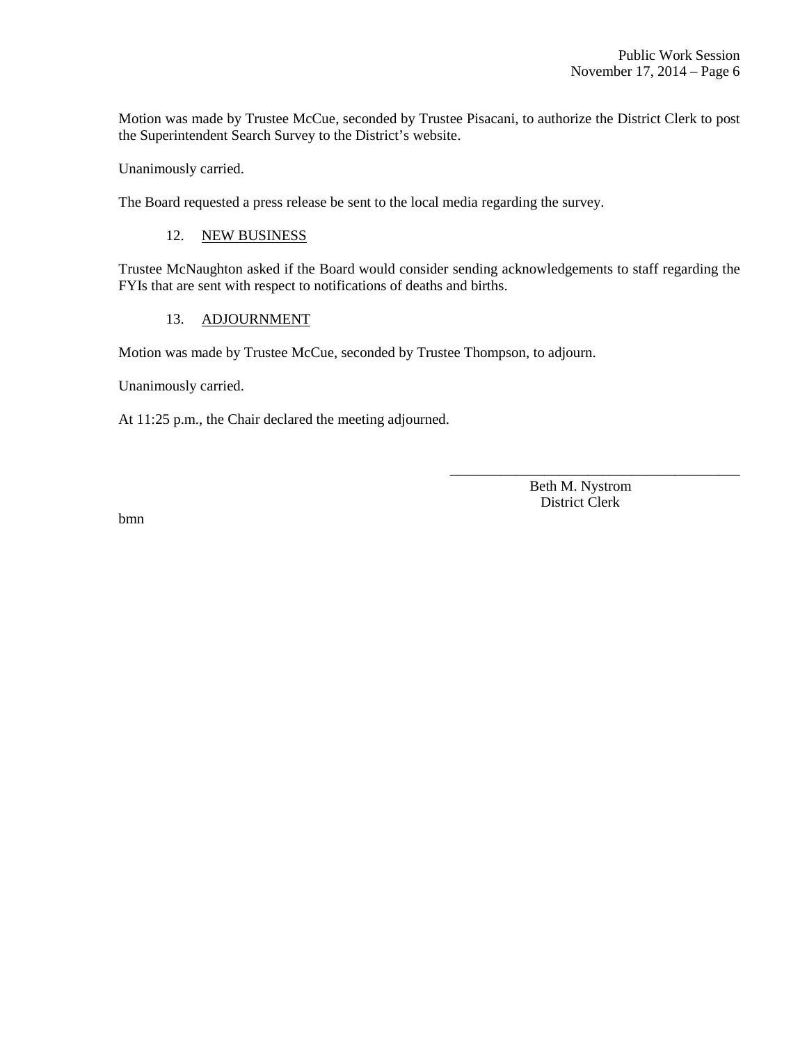Motion was made by Trustee McCue, seconded by Trustee Pisacani, to authorize the District Clerk to post the Superintendent Search Survey to the District's website.

Unanimously carried.

The Board requested a press release be sent to the local media regarding the survey.

12. NEW BUSINESS

Trustee McNaughton asked if the Board would consider sending acknowledgements to staff regarding the FYIs that are sent with respect to notifications of deaths and births.

13. ADJOURNMENT

Motion was made by Trustee McCue, seconded by Trustee Thompson, to adjourn.

Unanimously carried.

At 11:25 p.m., the Chair declared the meeting adjourned.

\_\_\_\_\_\_\_\_\_\_\_\_\_\_\_\_\_\_\_\_\_\_\_\_\_\_\_\_\_\_\_\_\_\_\_\_\_\_\_\_

Beth M. Nystrom
District Clerk

bmn